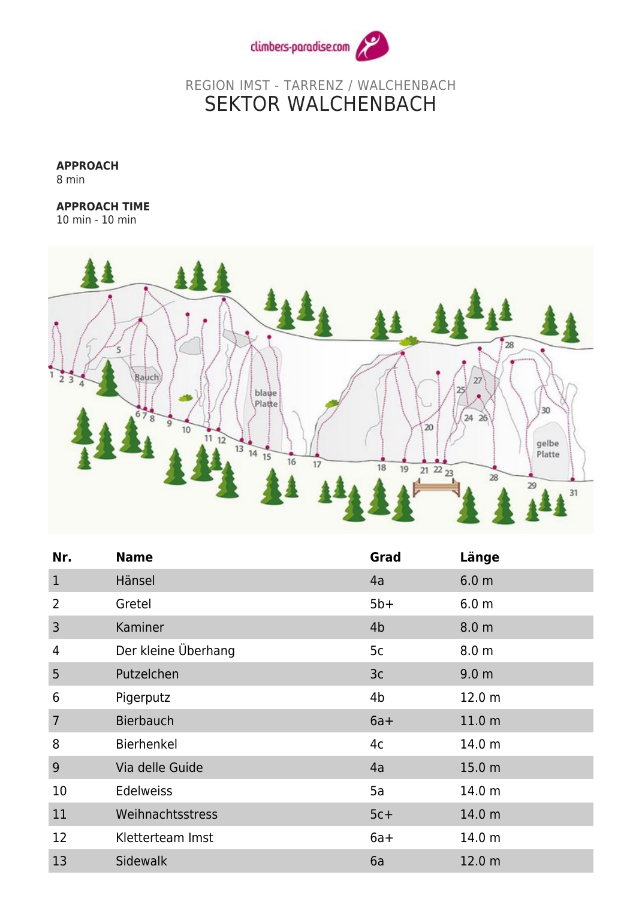climbers-paradise.com

REGION IMST - TARRENZ / WALCHENBACH

# SEKTOR WALCHENBACH

**APPROACH**
8 min

**APPROACH TIME**
10 min - 10 min

| Nr. | Name | Grad | Länge |
|---|---|---|---|
| 1 | Hänsel | 4a | 6.0 m |
| 2 | Gretel | 5b+ | 6.0 m |
| 3 | Kaminer | 4b | 8.0 m |
| 4 | Der kleine Überhang | 5c | 8.0 m |
| 5 | Putzelchen | 3c | 9.0 m |
| 6 | Pigerputz | 4b | 12.0 m |
| 7 | Bierbauch | 6a+ | 11.0 m |
| 8 | Bierhenkel | 4c | 14.0 m |
| 9 | Via delle Guide | 4a | 15.0 m |
| 10 | Edelweiss | 5a | 14.0 m |
| 11 | Weihnachtsstress | 5c+ | 14.0 m |
| 12 | Kletterteam Imst | 6a+ | 14.0 m |
| 13 | Sidewalk | 6a | 12.0 m |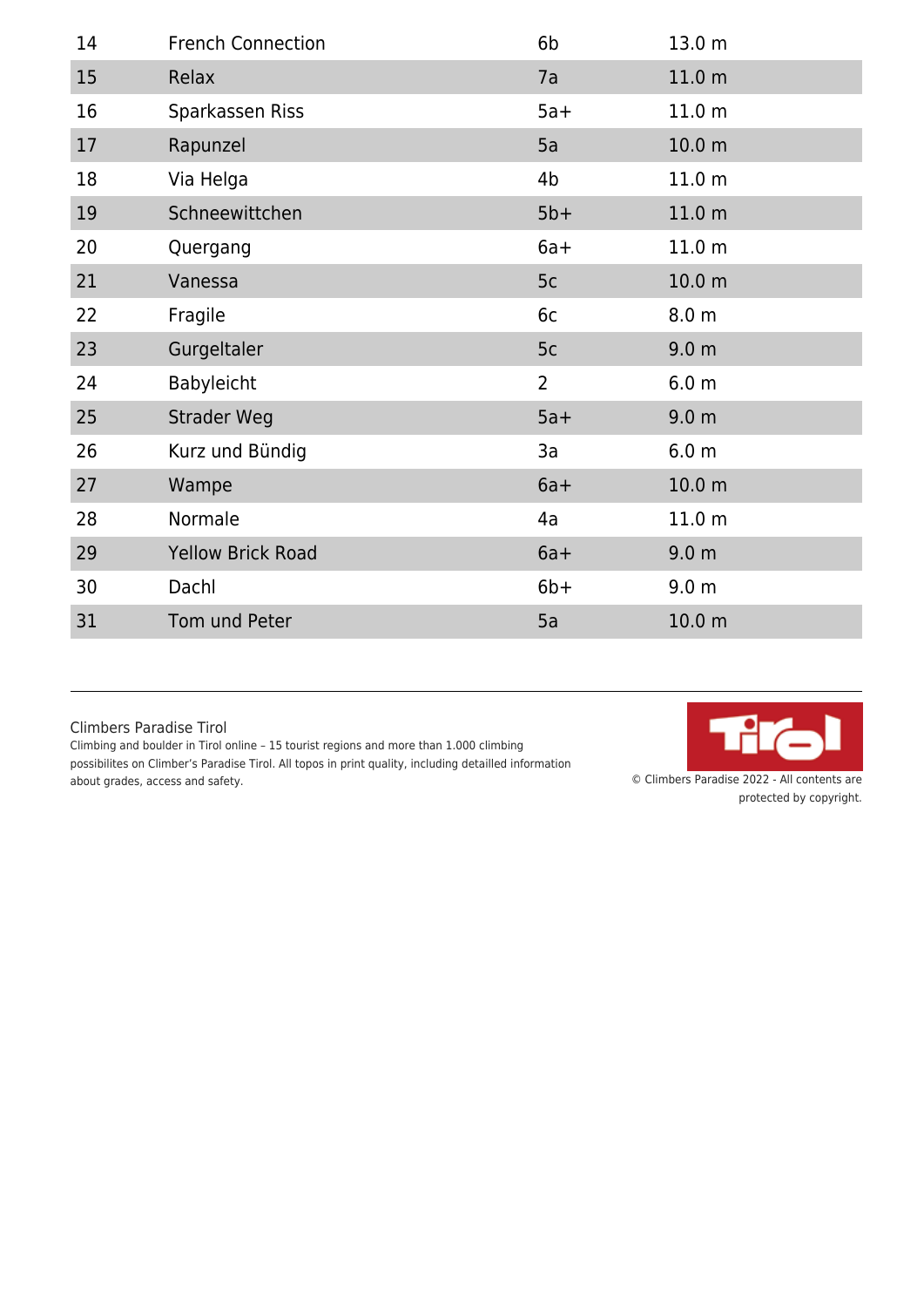| | | | |
|---|---|---|---|
| 14 | French Connection | 6b | 13.0 m |
| 15 | Relax | 7a | 11.0 m |
| 16 | Sparkassen Riss | 5a+ | 11.0 m |
| 17 | Rapunzel | 5a | 10.0 m |
| 18 | Via Helga | 4b | 11.0 m |
| 19 | Schneewittchen | 5b+ | 11.0 m |
| 20 | Quergang | 6a+ | 11.0 m |
| 21 | Vanessa | 5c | 10.0 m |
| 22 | Fragile | 6c | 8.0 m |
| 23 | Gurgeltaler | 5c | 9.0 m |
| 24 | Babyleicht | 2 | 6.0 m |
| 25 | Strader Weg | 5a+ | 9.0 m |
| 26 | Kurz und Bündig | 3a | 6.0 m |
| 27 | Wampe | 6a+ | 10.0 m |
| 28 | Normale | 4a | 11.0 m |
| 29 | Yellow Brick Road | 6a+ | 9.0 m |
| 30 | Dachl | 6b+ | 9.0 m |
| 31 | Tom und Peter | 5a | 10.0 m |

---

Climbers Paradise Tirol

Climbing and boulder in Tirol online – 15 tourist regions and more than 1.000 climbing possibilites on Climber's Paradise Tirol. All topos in print quality, including detailled information about grades, access and safety.

Tirol

© Climbers Paradise 2022 - All contents are protected by copyright.